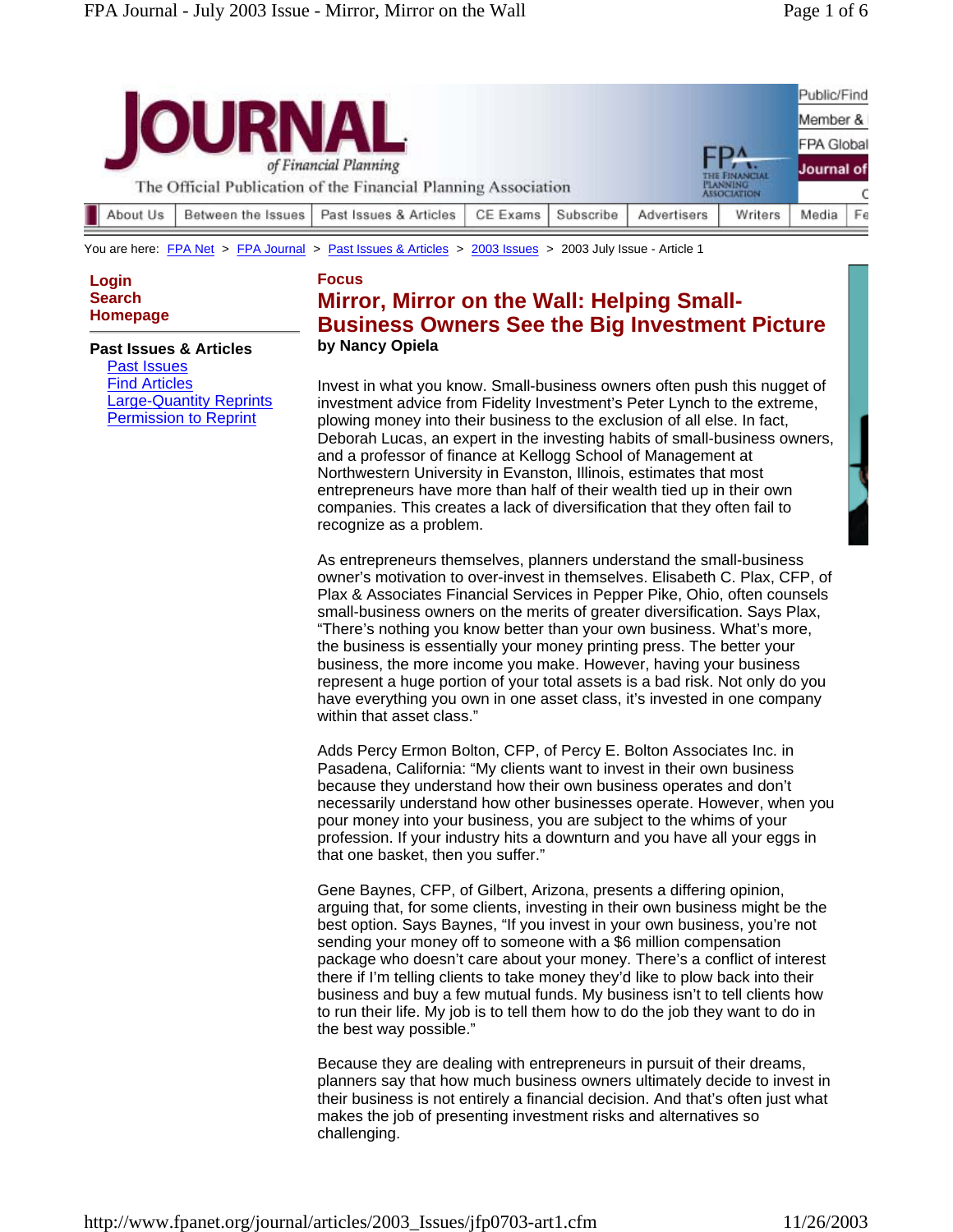You are here: FPA Net > FPA Journal > Past Issues & Articles > 2003 Issues > 2003 July Issue - Article 1

**Login**
**Search**
**Homepage**

**Past Issues & Articles**
- Past Issues
- Find Articles
- Large-Quantity Reprints
- Permission to Reprint

**Focus**

# Mirror, Mirror on the Wall: Helping Small-Business Owners See the Big Investment Picture

**by Nancy Opiela**

Invest in what you know. Small-business owners often push this nugget of investment advice from Fidelity Investment's Peter Lynch to the extreme, plowing money into their business to the exclusion of all else. In fact, Deborah Lucas, an expert in the investing habits of small-business owners, and a professor of finance at Kellogg School of Management at Northwestern University in Evanston, Illinois, estimates that most entrepreneurs have more than half of their wealth tied up in their own companies. This creates a lack of diversification that they often fail to recognize as a problem.

As entrepreneurs themselves, planners understand the small-business owner's motivation to over-invest in themselves. Elisabeth C. Plax, CFP, of Plax & Associates Financial Services in Pepper Pike, Ohio, often counsels small-business owners on the merits of greater diversification. Says Plax, "There's nothing you know better than your own business. What's more, the business is essentially your money printing press. The better your business, the more income you make. However, having your business represent a huge portion of your total assets is a bad risk. Not only do you have everything you own in one asset class, it's invested in one company within that asset class."

Adds Percy Ermon Bolton, CFP, of Percy E. Bolton Associates Inc. in Pasadena, California: "My clients want to invest in their own business because they understand how their own business operates and don't necessarily understand how other businesses operate. However, when you pour money into your business, you are subject to the whims of your profession. If your industry hits a downturn and you have all your eggs in that one basket, then you suffer."

Gene Baynes, CFP, of Gilbert, Arizona, presents a differing opinion, arguing that, for some clients, investing in their own business might be the best option. Says Baynes, "If you invest in your own business, you're not sending your money off to someone with a $6 million compensation package who doesn't care about your money. There's a conflict of interest there if I'm telling clients to take money they'd like to plow back into their business and buy a few mutual funds. My business isn't to tell clients how to run their life. My job is to tell them how to do the job they want to do in the best way possible."

Because they are dealing with entrepreneurs in pursuit of their dreams, planners say that how much business owners ultimately decide to invest in their business is not entirely a financial decision. And that's often just what makes the job of presenting investment risks and alternatives so challenging.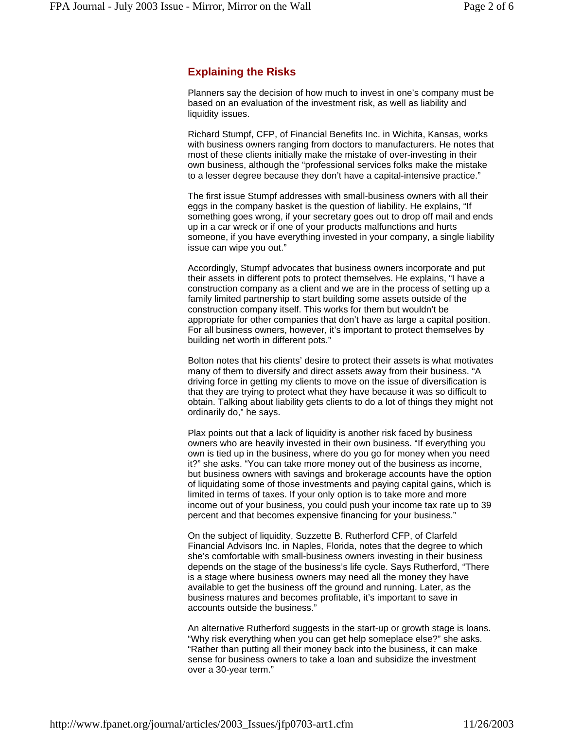## Explaining the Risks

Planners say the decision of how much to invest in one's company must be based on an evaluation of the investment risk, as well as liability and liquidity issues.

Richard Stumpf, CFP, of Financial Benefits Inc. in Wichita, Kansas, works with business owners ranging from doctors to manufacturers. He notes that most of these clients initially make the mistake of over-investing in their own business, although the "professional services folks make the mistake to a lesser degree because they don't have a capital-intensive practice."

The first issue Stumpf addresses with small-business owners with all their eggs in the company basket is the question of liability. He explains, "If something goes wrong, if your secretary goes out to drop off mail and ends up in a car wreck or if one of your products malfunctions and hurts someone, if you have everything invested in your company, a single liability issue can wipe you out."

Accordingly, Stumpf advocates that business owners incorporate and put their assets in different pots to protect themselves. He explains, "I have a construction company as a client and we are in the process of setting up a family limited partnership to start building some assets outside of the construction company itself. This works for them but wouldn't be appropriate for other companies that don't have as large a capital position. For all business owners, however, it's important to protect themselves by building net worth in different pots."

Bolton notes that his clients' desire to protect their assets is what motivates many of them to diversify and direct assets away from their business. "A driving force in getting my clients to move on the issue of diversification is that they are trying to protect what they have because it was so difficult to obtain. Talking about liability gets clients to do a lot of things they might not ordinarily do," he says.

Plax points out that a lack of liquidity is another risk faced by business owners who are heavily invested in their own business. "If everything you own is tied up in the business, where do you go for money when you need it?" she asks. "You can take more money out of the business as income, but business owners with savings and brokerage accounts have the option of liquidating some of those investments and paying capital gains, which is limited in terms of taxes. If your only option is to take more and more income out of your business, you could push your income tax rate up to 39 percent and that becomes expensive financing for your business."

On the subject of liquidity, Suzzette B. Rutherford CFP, of Clarfeld Financial Advisors Inc. in Naples, Florida, notes that the degree to which she's comfortable with small-business owners investing in their business depends on the stage of the business's life cycle. Says Rutherford, "There is a stage where business owners may need all the money they have available to get the business off the ground and running. Later, as the business matures and becomes profitable, it's important to save in accounts outside the business."

An alternative Rutherford suggests in the start-up or growth stage is loans. "Why risk everything when you can get help someplace else?" she asks. "Rather than putting all their money back into the business, it can make sense for business owners to take a loan and subsidize the investment over a 30-year term."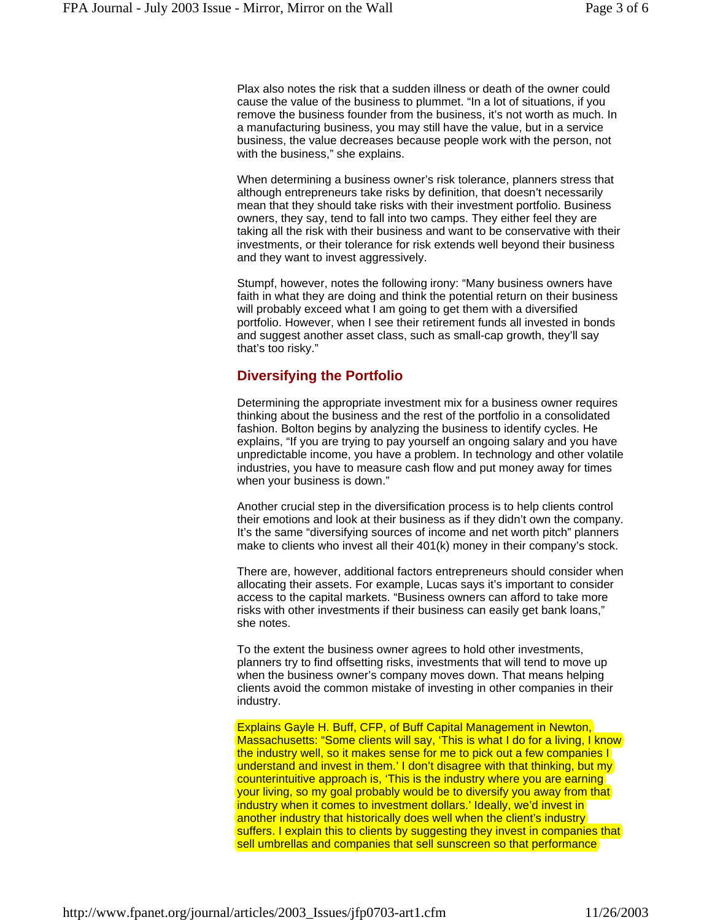Plax also notes the risk that a sudden illness or death of the owner could cause the value of the business to plummet. “In a lot of situations, if you remove the business founder from the business, it’s not worth as much. In a manufacturing business, you may still have the value, but in a service business, the value decreases because people work with the person, not with the business,” she explains.

When determining a business owner’s risk tolerance, planners stress that although entrepreneurs take risks by definition, that doesn’t necessarily mean that they should take risks with their investment portfolio. Business owners, they say, tend to fall into two camps. They either feel they are taking all the risk with their business and want to be conservative with their investments, or their tolerance for risk extends well beyond their business and they want to invest aggressively.

Stumpf, however, notes the following irony: “Many business owners have faith in what they are doing and think the potential return on their business will probably exceed what I am going to get them with a diversified portfolio. However, when I see their retirement funds all invested in bonds and suggest another asset class, such as small-cap growth, they’ll say that’s too risky.”

## Diversifying the Portfolio

Determining the appropriate investment mix for a business owner requires thinking about the business and the rest of the portfolio in a consolidated fashion. Bolton begins by analyzing the business to identify cycles. He explains, “If you are trying to pay yourself an ongoing salary and you have unpredictable income, you have a problem. In technology and other volatile industries, you have to measure cash flow and put money away for times when your business is down.”

Another crucial step in the diversification process is to help clients control their emotions and look at their business as if they didn’t own the company. It’s the same “diversifying sources of income and net worth pitch” planners make to clients who invest all their 401(k) money in their company’s stock.

There are, however, additional factors entrepreneurs should consider when allocating their assets. For example, Lucas says it’s important to consider access to the capital markets. “Business owners can afford to take more risks with other investments if their business can easily get bank loans,” she notes.

To the extent the business owner agrees to hold other investments, planners try to find offsetting risks, investments that will tend to move up when the business owner’s company moves down. That means helping clients avoid the common mistake of investing in other companies in their industry.

Explains Gayle H. Buff, CFP, of Buff Capital Management in Newton, Massachusetts: “Some clients will say, ‘This is what I do for a living, I know the industry well, so it makes sense for me to pick out a few companies I understand and invest in them.’ I don’t disagree with that thinking, but my counterintuitive approach is, ‘This is the industry where you are earning your living, so my goal probably would be to diversify you away from that industry when it comes to investment dollars.’ Ideally, we’d invest in another industry that historically does well when the client’s industry suffers. I explain this to clients by suggesting they invest in companies that sell umbrellas and companies that sell sunscreen so that performance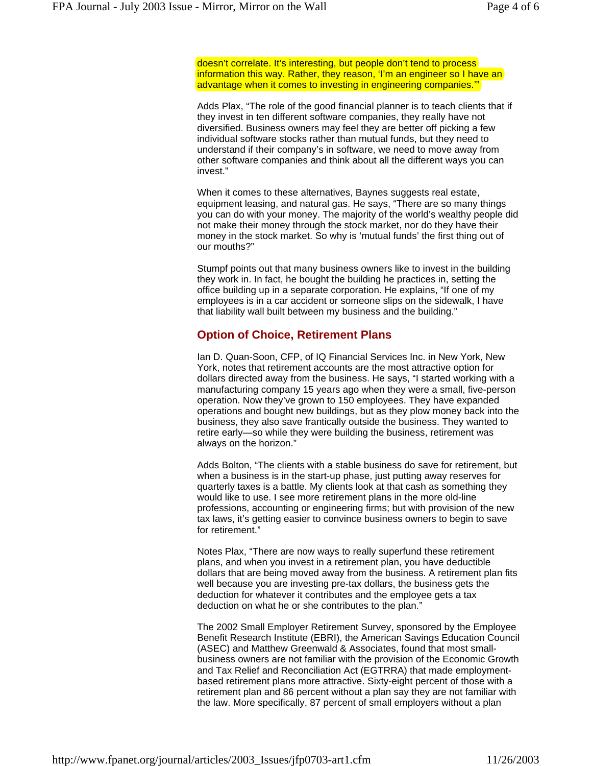doesn't correlate. It's interesting, but people don't tend to process information this way. Rather, they reason, 'I'm an engineer so I have an advantage when it comes to investing in engineering companies.'"

Adds Plax, "The role of the good financial planner is to teach clients that if they invest in ten different software companies, they really have not diversified. Business owners may feel they are better off picking a few individual software stocks rather than mutual funds, but they need to understand if their company's in software, we need to move away from other software companies and think about all the different ways you can invest."

When it comes to these alternatives, Baynes suggests real estate, equipment leasing, and natural gas. He says, "There are so many things you can do with your money. The majority of the world's wealthy people did not make their money through the stock market, nor do they have their money in the stock market. So why is 'mutual funds' the first thing out of our mouths?"

Stumpf points out that many business owners like to invest in the building they work in. In fact, he bought the building he practices in, setting the office building up in a separate corporation. He explains, "If one of my employees is in a car accident or someone slips on the sidewalk, I have that liability wall built between my business and the building."

## Option of Choice, Retirement Plans

Ian D. Quan-Soon, CFP, of IQ Financial Services Inc. in New York, New York, notes that retirement accounts are the most attractive option for dollars directed away from the business. He says, "I started working with a manufacturing company 15 years ago when they were a small, five-person operation. Now they've grown to 150 employees. They have expanded operations and bought new buildings, but as they plow money back into the business, they also save frantically outside the business. They wanted to retire early—so while they were building the business, retirement was always on the horizon."

Adds Bolton, "The clients with a stable business do save for retirement, but when a business is in the start-up phase, just putting away reserves for quarterly taxes is a battle. My clients look at that cash as something they would like to use. I see more retirement plans in the more old-line professions, accounting or engineering firms; but with provision of the new tax laws, it's getting easier to convince business owners to begin to save for retirement."

Notes Plax, "There are now ways to really superfund these retirement plans, and when you invest in a retirement plan, you have deductible dollars that are being moved away from the business. A retirement plan fits well because you are investing pre-tax dollars, the business gets the deduction for whatever it contributes and the employee gets a tax deduction on what he or she contributes to the plan."

The 2002 Small Employer Retirement Survey, sponsored by the Employee Benefit Research Institute (EBRI), the American Savings Education Council (ASEC) and Matthew Greenwald & Associates, found that most small-business owners are not familiar with the provision of the Economic Growth and Tax Relief and Reconciliation Act (EGTRRA) that made employment-based retirement plans more attractive. Sixty-eight percent of those with a retirement plan and 86 percent without a plan say they are not familiar with the law. More specifically, 87 percent of small employers without a plan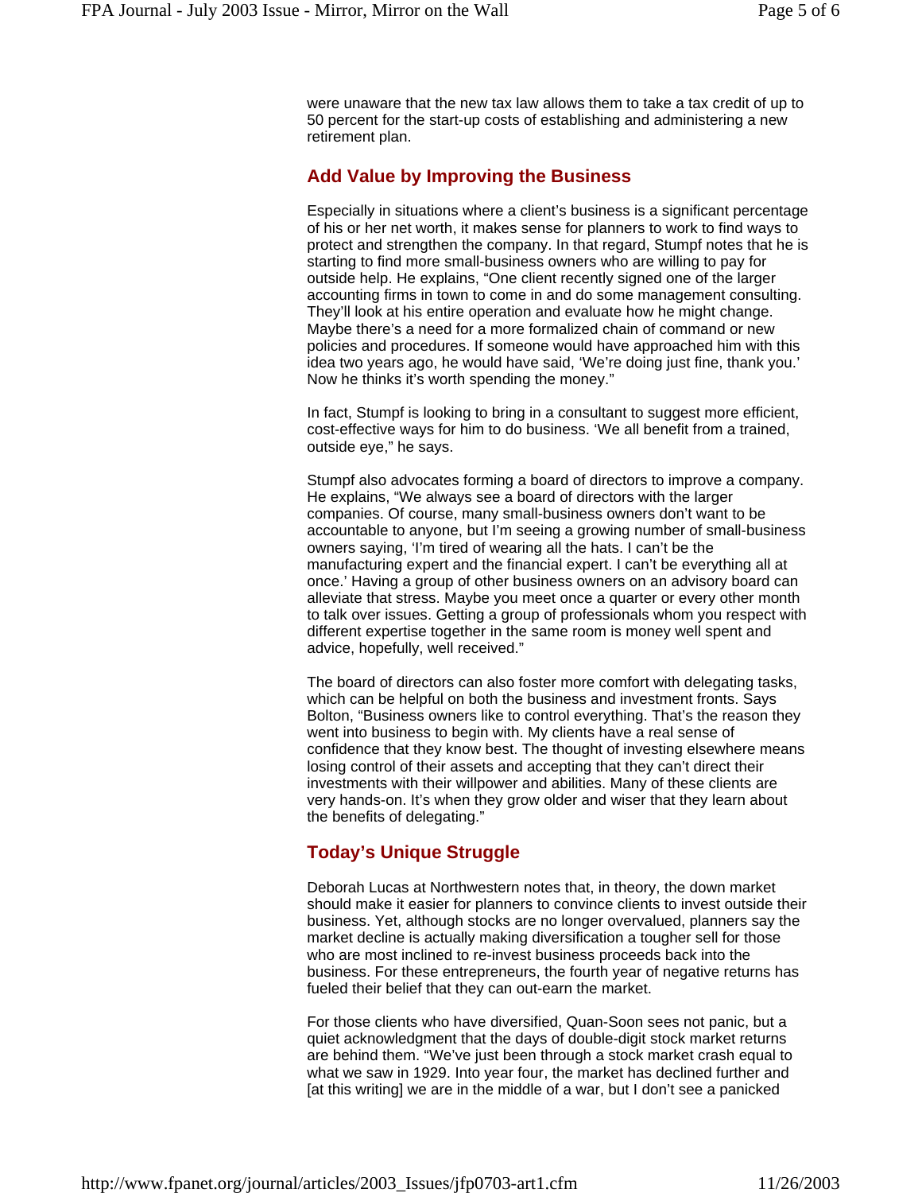were unaware that the new tax law allows them to take a tax credit of up to 50 percent for the start-up costs of establishing and administering a new retirement plan.

## Add Value by Improving the Business

Especially in situations where a client's business is a significant percentage of his or her net worth, it makes sense for planners to work to find ways to protect and strengthen the company. In that regard, Stumpf notes that he is starting to find more small-business owners who are willing to pay for outside help. He explains, "One client recently signed one of the larger accounting firms in town to come in and do some management consulting. They'll look at his entire operation and evaluate how he might change. Maybe there's a need for a more formalized chain of command or new policies and procedures. If someone would have approached him with this idea two years ago, he would have said, 'We're doing just fine, thank you.' Now he thinks it's worth spending the money."

In fact, Stumpf is looking to bring in a consultant to suggest more efficient, cost-effective ways for him to do business. 'We all benefit from a trained, outside eye," he says.

Stumpf also advocates forming a board of directors to improve a company. He explains, "We always see a board of directors with the larger companies. Of course, many small-business owners don't want to be accountable to anyone, but I'm seeing a growing number of small-business owners saying, 'I'm tired of wearing all the hats. I can't be the manufacturing expert and the financial expert. I can't be everything all at once.' Having a group of other business owners on an advisory board can alleviate that stress. Maybe you meet once a quarter or every other month to talk over issues. Getting a group of professionals whom you respect with different expertise together in the same room is money well spent and advice, hopefully, well received."

The board of directors can also foster more comfort with delegating tasks, which can be helpful on both the business and investment fronts. Says Bolton, "Business owners like to control everything. That's the reason they went into business to begin with. My clients have a real sense of confidence that they know best. The thought of investing elsewhere means losing control of their assets and accepting that they can't direct their investments with their willpower and abilities. Many of these clients are very hands-on. It's when they grow older and wiser that they learn about the benefits of delegating."

## Today's Unique Struggle

Deborah Lucas at Northwestern notes that, in theory, the down market should make it easier for planners to convince clients to invest outside their business. Yet, although stocks are no longer overvalued, planners say the market decline is actually making diversification a tougher sell for those who are most inclined to re-invest business proceeds back into the business. For these entrepreneurs, the fourth year of negative returns has fueled their belief that they can out-earn the market.

For those clients who have diversified, Quan-Soon sees not panic, but a quiet acknowledgment that the days of double-digit stock market returns are behind them. "We've just been through a stock market crash equal to what we saw in 1929. Into year four, the market has declined further and [at this writing] we are in the middle of a war, but I don't see a panicked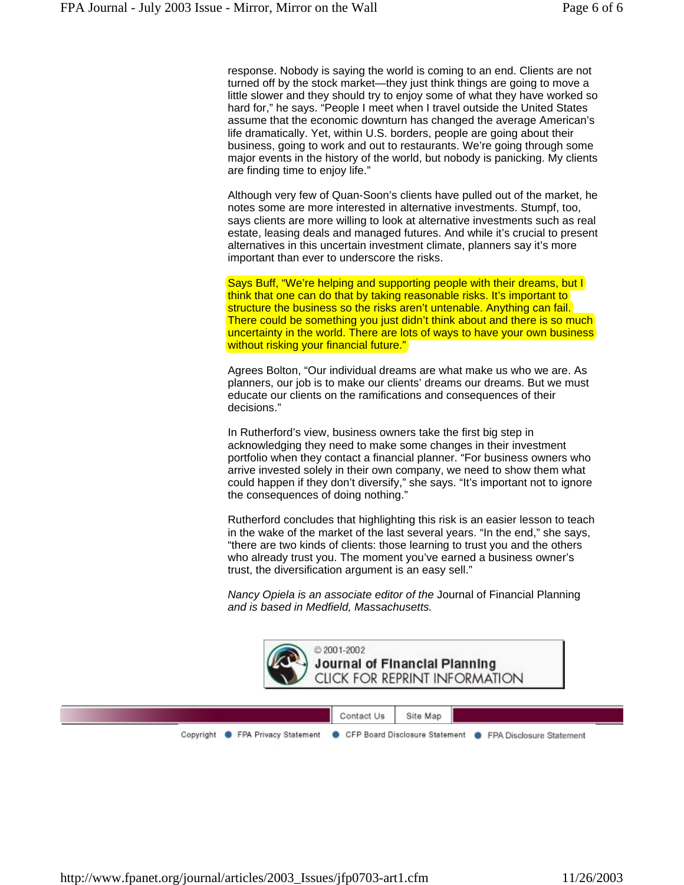response. Nobody is saying the world is coming to an end. Clients are not turned off by the stock market—they just think things are going to move a little slower and they should try to enjoy some of what they have worked so hard for," he says. "People I meet when I travel outside the United States assume that the economic downturn has changed the average American's life dramatically. Yet, within U.S. borders, people are going about their business, going to work and out to restaurants. We're going through some major events in the history of the world, but nobody is panicking. My clients are finding time to enjoy life."

Although very few of Quan-Soon's clients have pulled out of the market, he notes some are more interested in alternative investments. Stumpf, too, says clients are more willing to look at alternative investments such as real estate, leasing deals and managed futures. And while it's crucial to present alternatives in this uncertain investment climate, planners say it's more important than ever to underscore the risks.

Says Buff, "We're helping and supporting people with their dreams, but I think that one can do that by taking reasonable risks. It's important to structure the business so the risks aren't untenable. Anything can fail. There could be something you just didn't think about and there is so much uncertainty in the world. There are lots of ways to have your own business without risking your financial future."

Agrees Bolton, "Our individual dreams are what make us who we are. As planners, our job is to make our clients' dreams our dreams. But we must educate our clients on the ramifications and consequences of their decisions."

In Rutherford's view, business owners take the first big step in acknowledging they need to make some changes in their investment portfolio when they contact a financial planner. "For business owners who arrive invested solely in their own company, we need to show them what could happen if they don't diversify," she says. "It's important not to ignore the consequences of doing nothing."

Rutherford concludes that highlighting this risk is an easier lesson to teach in the wake of the market of the last several years. "In the end," she says, "there are two kinds of clients: those learning to trust you and the others who already trust you. The moment you've earned a business owner's trust, the diversification argument is an easy sell."

*Nancy Opiela is an associate editor of the* Journal of Financial Planning *and is based in Medfield, Massachusetts.*

© 2001-2002
Journal of Financial Planning
CLICK FOR REPRINT INFORMATION

Contact Us | Site Map

Copyright • FPA Privacy Statement • CFP Board Disclosure Statement • FPA Disclosure Statement